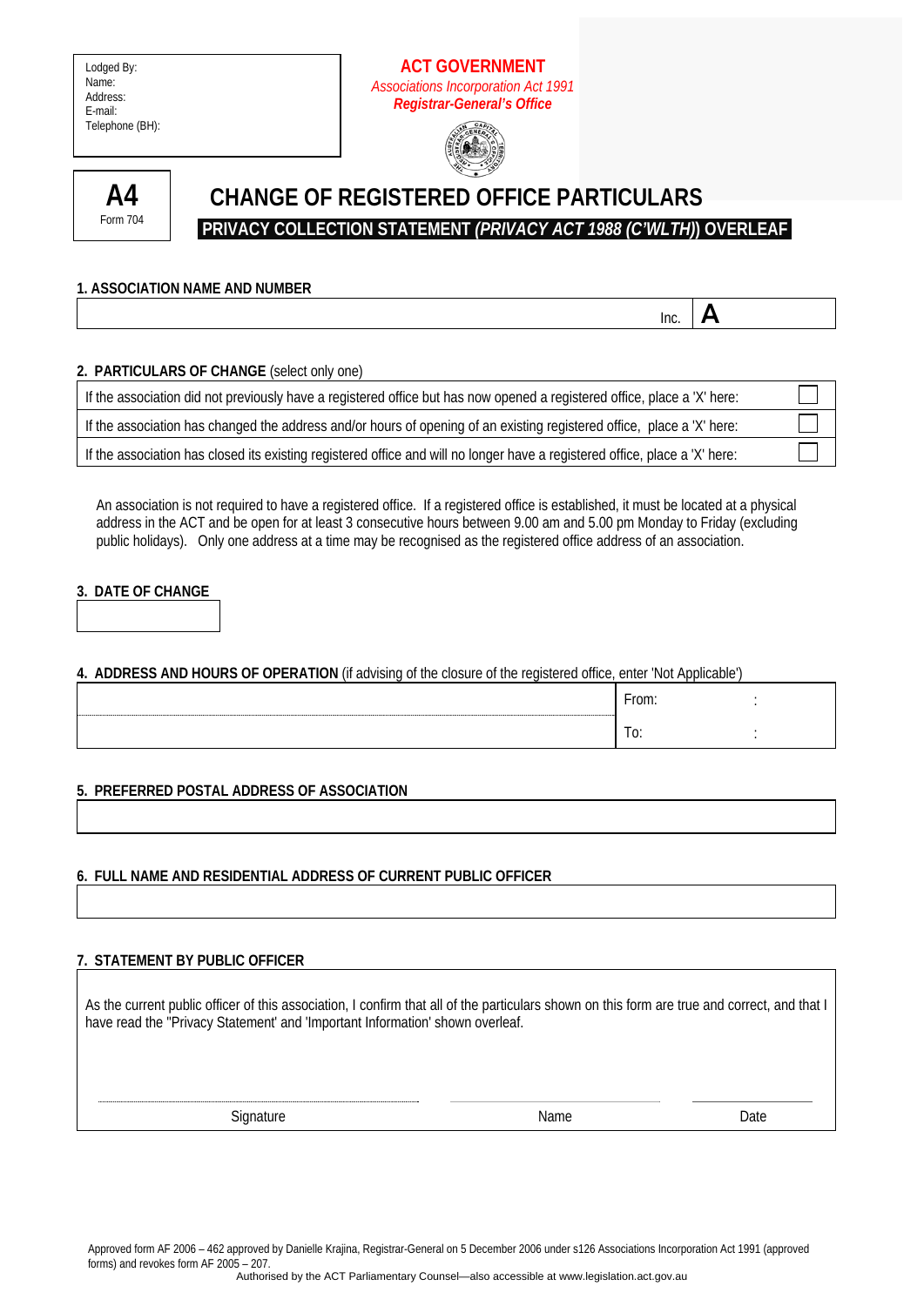Lodged By:
Name:
Address:
E-mail:
Telephone (BH):

**ACT GOVERNMENT**
*Associations Incorporation Act 1991*
***Registrar-General's Office***

**A4**
Form 704

# CHANGE OF REGISTERED OFFICE PARTICULARS

**PRIVACY COLLECTION STATEMENT *(PRIVACY ACT 1988 (C'WLTH)*) OVERLEAF**

### 1. ASSOCIATION NAME AND NUMBER

| | Inc. | **A** |
|---|---|---|

### 2. PARTICULARS OF CHANGE (select only one)

| | |
|---|---|
| If the association did not previously have a registered office but has now opened a registered office, place a 'X' here: | ☐ |
| If the association has changed the address and/or hours of opening of an existing registered office, place a 'X' here: | ☐ |
| If the association has closed its existing registered office and will no longer have a registered office, place a 'X' here: | ☐ |

An association is not required to have a registered office. If a registered office is established, it must be located at a physical address in the ACT and be open for at least 3 consecutive hours between 9.00 am and 5.00 pm Monday to Friday (excluding public holidays). Only one address at a time may be recognised as the registered office address of an association.

### 3. DATE OF CHANGE

### 4. ADDRESS AND HOURS OF OPERATION (if advising of the closure of the registered office, enter 'Not Applicable')

| | |
|---|---|
| | From: : |
| | To: : |

### 5. PREFERRED POSTAL ADDRESS OF ASSOCIATION

### 6. FULL NAME AND RESIDENTIAL ADDRESS OF CURRENT PUBLIC OFFICER

### 7. STATEMENT BY PUBLIC OFFICER

As the current public officer of this association, I confirm that all of the particulars shown on this form are true and correct, and that I have read the "Privacy Statement' and 'Important Information' shown overleaf.

| Signature | Name | Date |
|---|---|---|

Approved form AF 2006 – 462 approved by Danielle Krajina, Registrar-General on 5 December 2006 under s126 Associations Incorporation Act 1991 (approved forms) and revokes form AF 2005 – 207.

Authorised by the ACT Parliamentary Counsel—also accessible at www.legislation.act.gov.au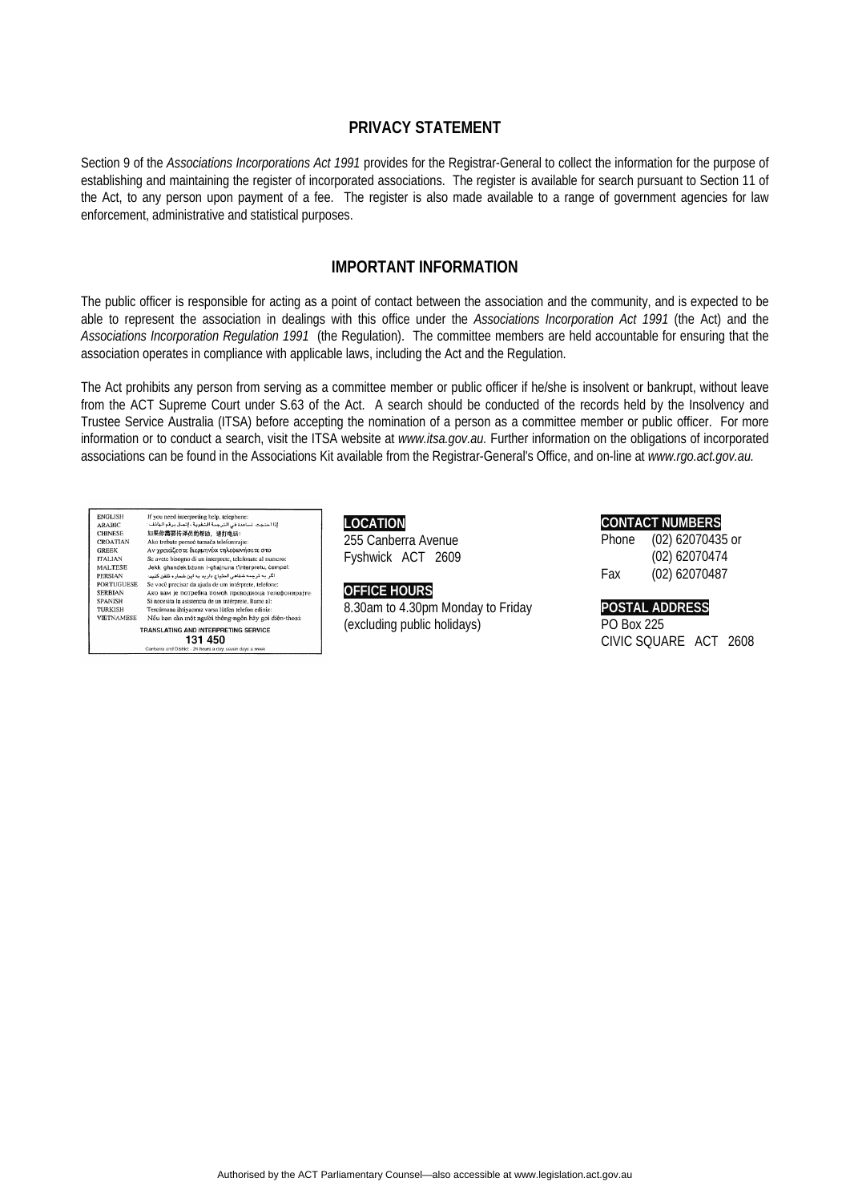## PRIVACY STATEMENT

Section 9 of the *Associations Incorporations Act 1991* provides for the Registrar-General to collect the information for the purpose of establishing and maintaining the register of incorporated associations. The register is available for search pursuant to Section 11 of the Act, to any person upon payment of a fee. The register is also made available to a range of government agencies for law enforcement, administrative and statistical purposes.

## IMPORTANT INFORMATION

The public officer is responsible for acting as a point of contact between the association and the community, and is expected to be able to represent the association in dealings with this office under the *Associations Incorporation Act 1991* (the Act) and the *Associations Incorporation Regulation 1991* (the Regulation). The committee members are held accountable for ensuring that the association operates in compliance with applicable laws, including the Act and the Regulation.

The Act prohibits any person from serving as a committee member or public officer if he/she is insolvent or bankrupt, without leave from the ACT Supreme Court under S.63 of the Act. A search should be conducted of the records held by the Insolvency and Trustee Service Australia (ITSA) before accepting the nomination of a person as a committee member or public officer. For more information or to conduct a search, visit the ITSA website at *www.itsa.gov.au.* Further information on the obligations of incorporated associations can be found in the Associations Kit available from the Registrar-General's Office, and on-line at *www.rgo.act.gov.au.*

| | |
|---|---|
| ENGLISH | If you need interpreting help, telephone: |
| ARABIC | إذا احتجت لمساعدة في الترجمة الشفوية ، إتصل برقم الهاتف: |
| CHINESE | 如果你需要传译员的帮助，请打电话： |
| CROATIAN | Ako trebate pomoć tumača telefonirajte: |
| GREEK | Αν χρειάζεστε διερμηνέα τηλεφωνήσετε στο |
| ITALIAN | Se avete bisogno di un interprete, telefonate al numero: |
| MALTESE | Jekk ghandek bżonn l-ghajnuna t'interpretu, ċempel: |
| PERSIAN | اگر به ترجمه شفاهی احتیاج دارید به این شماره تلفن کنید: |
| PORTUGUESE | Se você precisar da ajuda de um intérprete, telefone: |
| SERBIAN | Ако вам је потребна помоћ преводиоца телефонирајте |
| SPANISH | Si necesita la asistencia de un intérprete, llame al: |
| TURKISH | Tercümana ihtiyacınız varsa lütfen telefon ediniz: |
| VIETNAMESE | Nếu bạn cần một người thông-ngôn hãy gọi điện-thoại: |

**TRANSLATING AND INTERPRETING SERVICE**
**131 450**
Canberra and District - 24 hours a day, seven days a week

**LOCATION**
255 Canberra Avenue
Fyshwick ACT 2609

**OFFICE HOURS**
8.30am to 4.30pm Monday to Friday
(excluding public holidays)

**CONTACT NUMBERS**

| | |
|---|---|
| Phone | (02) 62070435 or |
| | (02) 62070474 |
| Fax | (02) 62070487 |

**POSTAL ADDRESS**
PO Box 225
CIVIC SQUARE ACT 2608